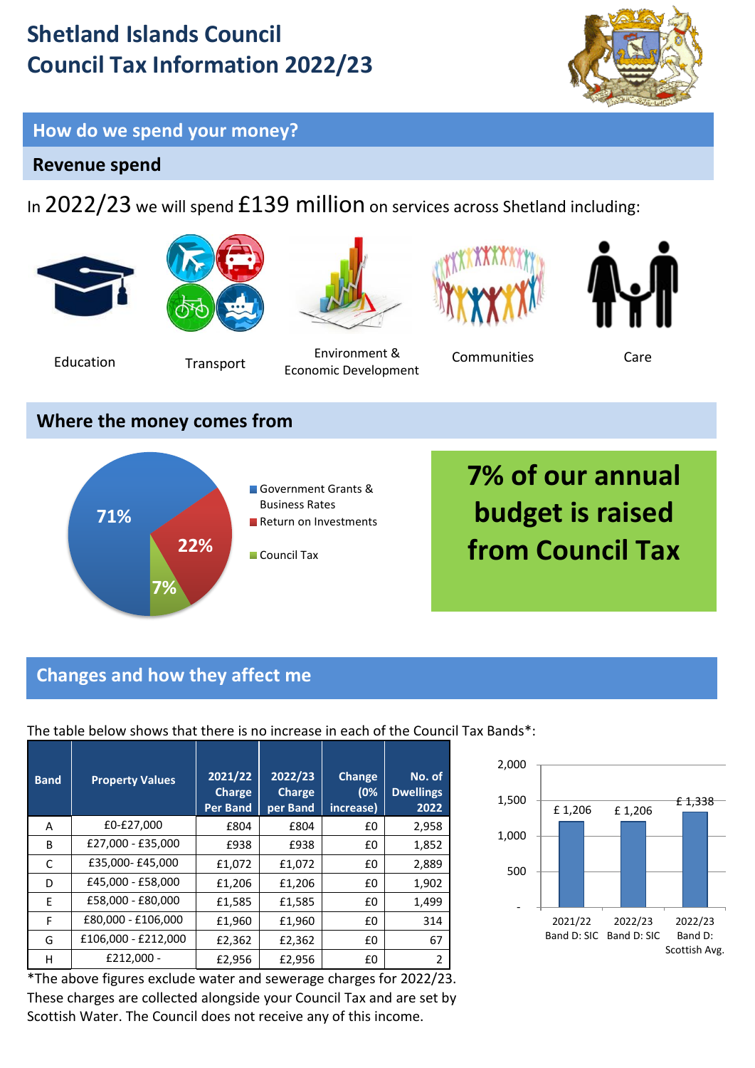# Shetland Islands Council
# Council Tax Information 2022/23

## How do we spend your money?

### Revenue spend

In 2022/23 we will spend £139 million on services across Shetland including:

Education

Transport

Environment & Economic Development

Communities

Care

### Where the money comes from

- Government Grants & Business Rates: 71%
- Return on Investments: 22%
- Council Tax: 7%

**7% of our annual budget is raised from Council Tax**

## Changes and how they affect me

The table below shows that there is no increase in each of the Council Tax Bands*:

| Band | Property Values | 2021/22 Charge Per Band | 2022/23 Charge per Band | Change (0% increase) | No. of Dwellings 2022 |
|---|---|---|---|---|---|
| A | £0-£27,000 | £804 | £804 | £0 | 2,958 |
| B | £27,000 - £35,000 | £938 | £938 | £0 | 1,852 |
| C | £35,000- £45,000 | £1,072 | £1,072 | £0 | 2,889 |
| D | £45,000 - £58,000 | £1,206 | £1,206 | £0 | 1,902 |
| E | £58,000 - £80,000 | £1,585 | £1,585 | £0 | 1,499 |
| F | £80,000 - £106,000 | £1,960 | £1,960 | £0 | 314 |
| G | £106,000 - £212,000 | £2,362 | £2,362 | £0 | 67 |
| H | £212,000 - | £2,956 | £2,956 | £0 | 2 |

*The above figures exclude water and sewerage charges for 2022/23. These charges are collected alongside your Council Tax and are set by Scottish Water. The Council does not receive any of this income.

| | 2021/22 Band D: SIC | 2022/23 Band D: SIC | 2022/23 Band D: Scottish Avg. |
|---|---|---|---|
| Charge | £ 1,206 | £ 1,206 | £ 1,338 |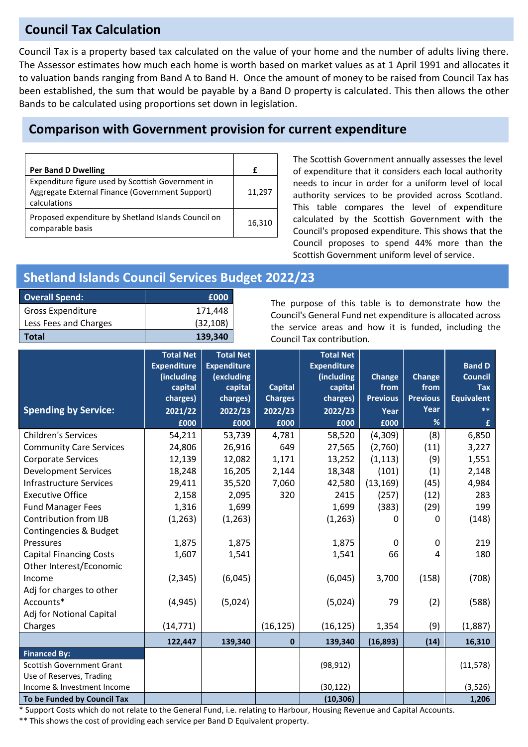## Council Tax Calculation

Council Tax is a property based tax calculated on the value of your home and the number of adults living there. The Assessor estimates how much each home is worth based on market values as at 1 April 1991 and allocates it to valuation bands ranging from Band A to Band H. Once the amount of money to be raised from Council Tax has been established, the sum that would be payable by a Band D property is calculated. This then allows the other Bands to be calculated using proportions set down in legislation.

## Comparison with Government provision for current expenditure

| Per Band D Dwelling | £ |
|---|---|
| Expenditure figure used by Scottish Government in Aggregate External Finance (Government Support) calculations | 11,297 |
| Proposed expenditure by Shetland Islands Council on comparable basis | 16,310 |

The Scottish Government annually assesses the level of expenditure that it considers each local authority needs to incur in order for a uniform level of local authority services to be provided across Scotland. This table compares the level of expenditure calculated by the Scottish Government with the Council's proposed expenditure. This shows that the Council proposes to spend 44% more than the Scottish Government uniform level of service.

## Shetland Islands Council Services Budget 2022/23

| Overall Spend: | £000 |
|---|---|
| Gross Expenditure | 171,448 |
| Less Fees and Charges | (32,108) |
| **Total** | **139,340** |

The purpose of this table is to demonstrate how the Council's General Fund net expenditure is allocated across the service areas and how it is funded, including the Council Tax contribution.

| Spending by Service: | Total Net Expenditure (including capital charges) 2021/22 £000 | Total Net Expenditure (excluding capital charges) 2022/23 £000 | Capital Charges 2022/23 £000 | Total Net Expenditure (including capital charges) 2022/23 £000 | Change from Previous Year £000 | Change from Previous Year % | Band D Council Tax Equivalent ** £ |
|---|---|---|---|---|---|---|---|
| Children's Services | 54,211 | 53,739 | 4,781 | 58,520 | (4,309) | (8) | 6,850 |
| Community Care Services | 24,806 | 26,916 | 649 | 27,565 | (2,760) | (11) | 3,227 |
| Corporate Services | 12,139 | 12,082 | 1,171 | 13,252 | (1,113) | (9) | 1,551 |
| Development Services | 18,248 | 16,205 | 2,144 | 18,348 | (101) | (1) | 2,148 |
| Infrastructure Services | 29,411 | 35,520 | 7,060 | 42,580 | (13,169) | (45) | 4,984 |
| Executive Office | 2,158 | 2,095 | 320 | 2415 | (257) | (12) | 283 |
| Fund Manager Fees | 1,316 | 1,699 | | 1,699 | (383) | (29) | 199 |
| Contribution from IJB | (1,263) | (1,263) | | (1,263) | 0 | 0 | (148) |
| Contingencies & Budget Pressures | 1,875 | 1,875 | | 1,875 | 0 | 0 | 219 |
| Capital Financing Costs | 1,607 | 1,541 | | 1,541 | 66 | 4 | 180 |
| Other Interest/Economic Income | (2,345) | (6,045) | | (6,045) | 3,700 | (158) | (708) |
| Adj for charges to other Accounts* | (4,945) | (5,024) | | (5,024) | 79 | (2) | (588) |
| Adj for Notional Capital Charges | (14,771) | | (16,125) | (16,125) | 1,354 | (9) | (1,887) |
| | **122,447** | **139,340** | **0** | **139,340** | **(16,893)** | **(14)** | **16,310** |
| **Financed By:** | | | | | | | |
| Scottish Government Grant | | | | (98,912) | | | (11,578) |
| Use of Reserves, Trading Income & Investment Income | | | | (30,122) | | | (3,526) |
| **To be Funded by Council Tax** | | | | **(10,306)** | | | **1,206** |

\* Support Costs which do not relate to the General Fund, i.e. relating to Harbour, Housing Revenue and Capital Accounts.

\*\* This shows the cost of providing each service per Band D Equivalent property.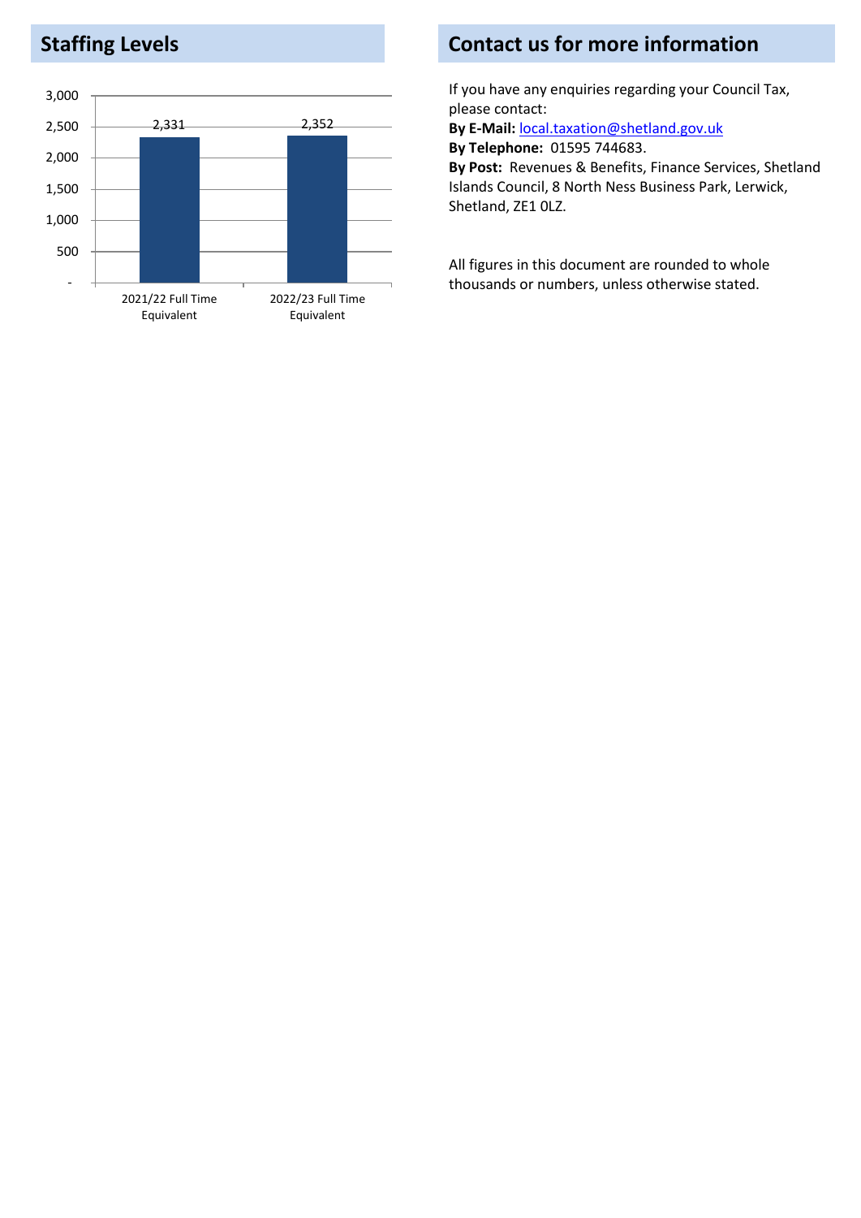## Staffing Levels

3,000
2,500
2,000
1,500
1,000
500
-

2,331
2,352

2021/22 Full Time Equivalent
2022/23 Full Time Equivalent

## Contact us for more information

If you have any enquiries regarding your Council Tax, please contact:

**By E-Mail:** local.taxation@shetland.gov.uk

**By Telephone:** 01595 744683.

**By Post:** Revenues & Benefits, Finance Services, Shetland Islands Council, 8 North Ness Business Park, Lerwick, Shetland, ZE1 0LZ.

All figures in this document are rounded to whole thousands or numbers, unless otherwise stated.